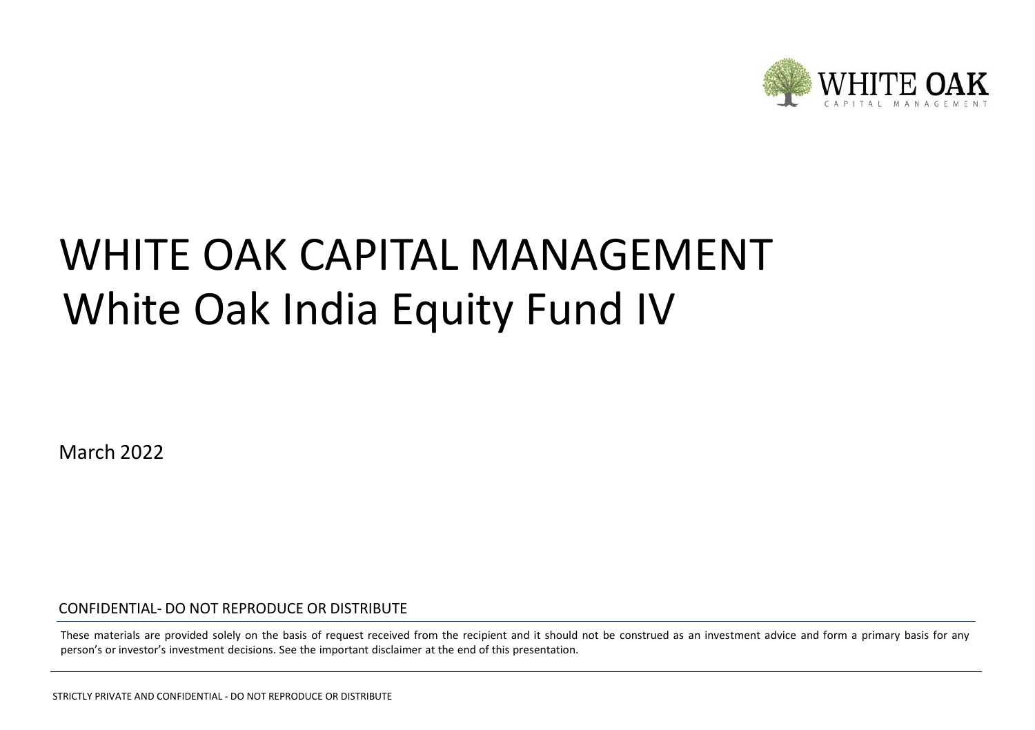# WHITE OAK CAPITAL MANAGEMENT

## White Oak India Equity Fund IV

March 2022

CONFIDENTIAL- DO NOT REPRODUCE OR DISTRIBUTE

These materials are provided solely on the basis of request received from the recipient and it should not be construed as an investment advice and form a primary basis for any person's or investor's investment decisions. See the important disclaimer at the end of this presentation.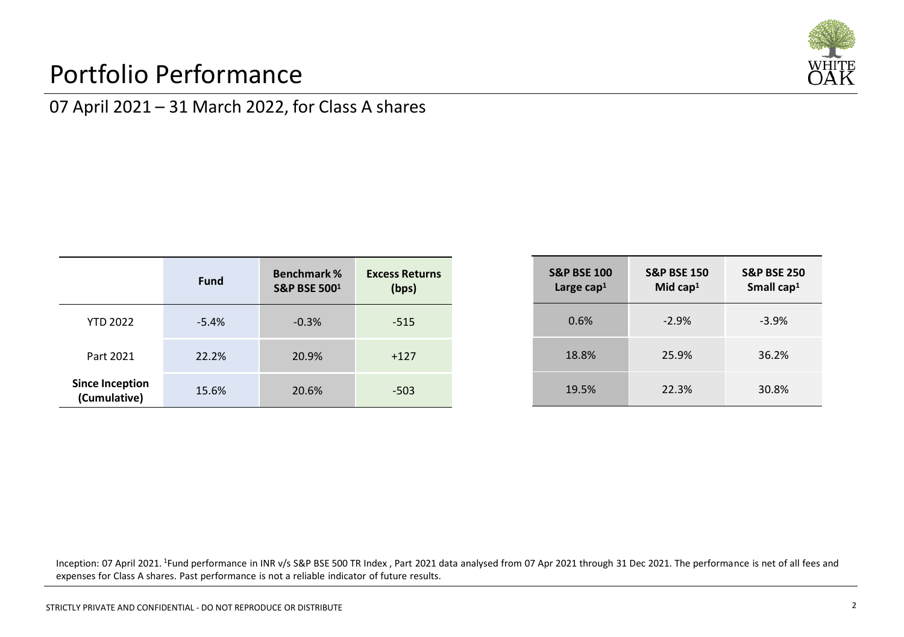# Portfolio Performance

## 07 April 2021 – 31 March 2022, for Class A shares

| | Fund | Benchmark % S&P BSE 500[1] | Excess Returns (bps) |
|---|---|---|---|
| YTD 2022 | -5.4% | -0.3% | -515 |
| Part 2021 | 22.2% | 20.9% | +127 |
| **Since Inception (Cumulative)** | 15.6% | 20.6% | -503 |

| S&P BSE 100 Large cap[1] | S&P BSE 150 Mid cap[1] | S&P BSE 250 Small cap[1] |
|---|---|---|
| 0.6% | -2.9% | -3.9% |
| 18.8% | 25.9% | 36.2% |
| 19.5% | 22.3% | 30.8% |

Inception: 07 April 2021. [1]Fund performance in INR v/s S&P BSE 500 TR Index , Part 2021 data analysed from 07 Apr 2021 through 31 Dec 2021. The performance is net of all fees and expenses for Class A shares. Past performance is not a reliable indicator of future results.

STRICTLY PRIVATE AND CONFIDENTIAL - DO NOT REPRODUCE OR DISTRIBUTE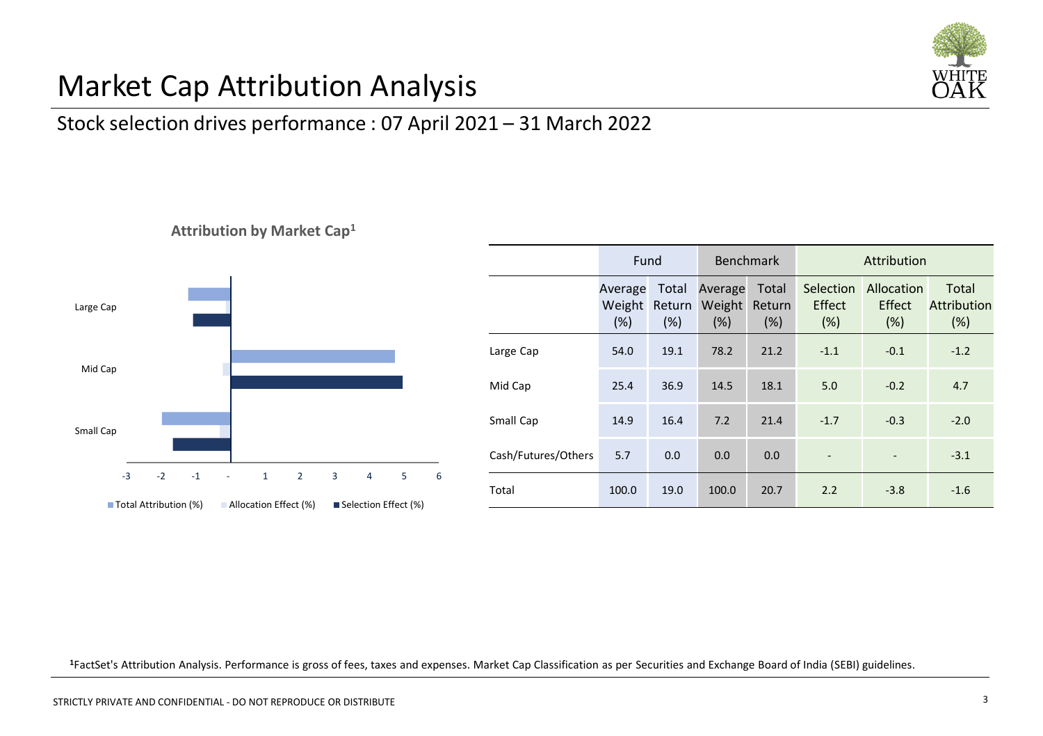# Market Cap Attribution Analysis

## Stock selection drives performance : 07 April 2021 – 31 March 2022

**Attribution by Market Cap[1]**

| | Fund | | Benchmark | | Attribution | | |
|---|---|---|---|---|---|---|---|
| | Average Weight (%) | Total Return (%) | Average Weight (%) | Total Return (%) | Selection Effect (%) | Allocation Effect (%) | Total Attribution (%) |
| Large Cap | 54.0 | 19.1 | 78.2 | 21.2 | -1.1 | -0.1 | -1.2 |
| Mid Cap | 25.4 | 36.9 | 14.5 | 18.1 | 5.0 | -0.2 | 4.7 |
| Small Cap | 14.9 | 16.4 | 7.2 | 21.4 | -1.7 | -0.3 | -2.0 |
| Cash/Futures/Others | 5.7 | 0.0 | 0.0 | 0.0 | - | - | -3.1 |
| Total | 100.0 | 19.0 | 100.0 | 20.7 | 2.2 | -3.8 | -1.6 |

[1]FactSet's Attribution Analysis. Performance is gross of fees, taxes and expenses. Market Cap Classification as per Securities and Exchange Board of India (SEBI) guidelines.

STRICTLY PRIVATE AND CONFIDENTIAL - DO NOT REPRODUCE OR DISTRIBUTE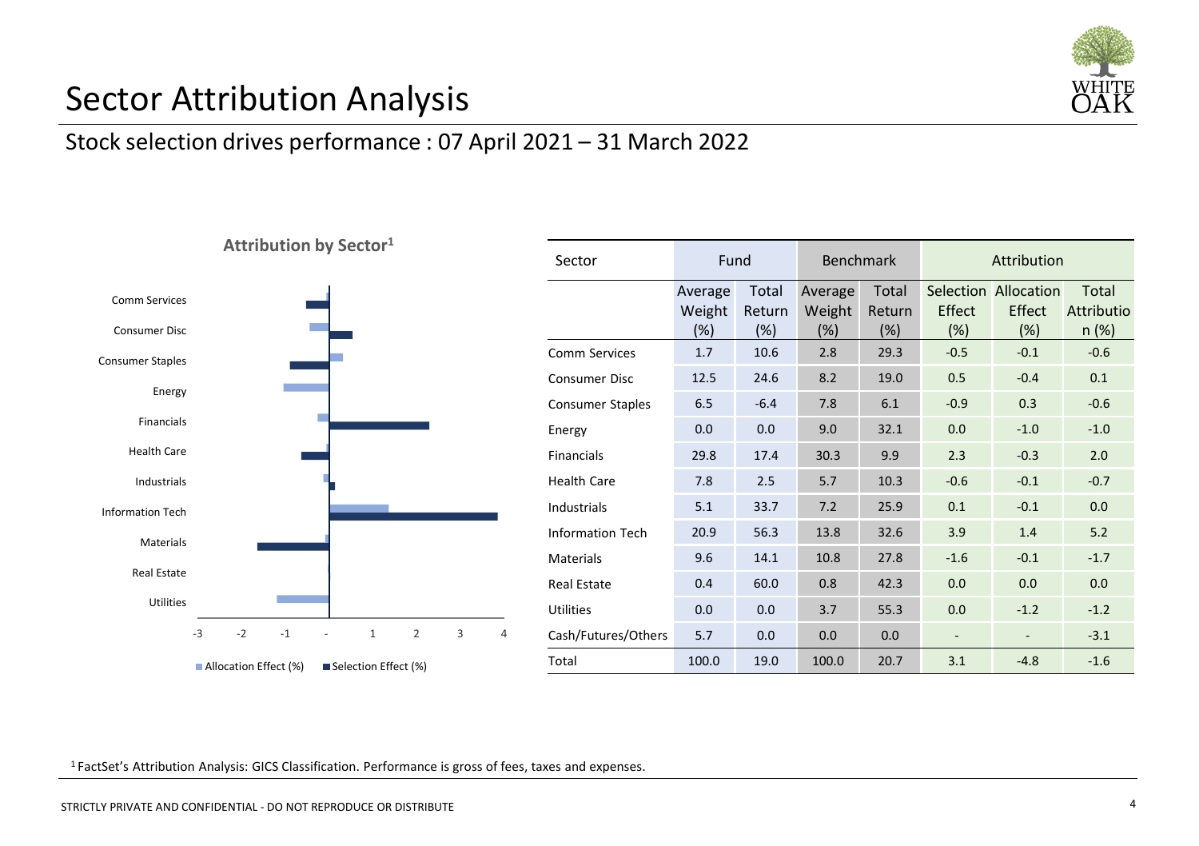# Sector Attribution Analysis

## Stock selection drives performance : 07 April 2021 – 31 March 2022

**Attribution by Sector[1]**

| Sector | Fund | | Benchmark | | Attribution | | |
|---|---|---|---|---|---|---|---|
| | Average Weight (%) | Total Return (%) | Average Weight (%) | Total Return (%) | Selection Effect (%) | Allocation Effect (%) | Total Attribution (%) |
| Comm Services | 1.7 | 10.6 | 2.8 | 29.3 | -0.5 | -0.1 | -0.6 |
| Consumer Disc | 12.5 | 24.6 | 8.2 | 19.0 | 0.5 | -0.4 | 0.1 |
| Consumer Staples | 6.5 | -6.4 | 7.8 | 6.1 | -0.9 | 0.3 | -0.6 |
| Energy | 0.0 | 0.0 | 9.0 | 32.1 | 0.0 | -1.0 | -1.0 |
| Financials | 29.8 | 17.4 | 30.3 | 9.9 | 2.3 | -0.3 | 2.0 |
| Health Care | 7.8 | 2.5 | 5.7 | 10.3 | -0.6 | -0.1 | -0.7 |
| Industrials | 5.1 | 33.7 | 7.2 | 25.9 | 0.1 | -0.1 | 0.0 |
| Information Tech | 20.9 | 56.3 | 13.8 | 32.6 | 3.9 | 1.4 | 5.2 |
| Materials | 9.6 | 14.1 | 10.8 | 27.8 | -1.6 | -0.1 | -1.7 |
| Real Estate | 0.4 | 60.0 | 0.8 | 42.3 | 0.0 | 0.0 | 0.0 |
| Utilities | 0.0 | 0.0 | 3.7 | 55.3 | 0.0 | -1.2 | -1.2 |
| Cash/Futures/Others | 5.7 | 0.0 | 0.0 | 0.0 | - | - | -3.1 |
| Total | 100.0 | 19.0 | 100.0 | 20.7 | 3.1 | -4.8 | -1.6 |

[1] FactSet's Attribution Analysis: GICS Classification. Performance is gross of fees, taxes and expenses.

STRICTLY PRIVATE AND CONFIDENTIAL - DO NOT REPRODUCE OR DISTRIBUTE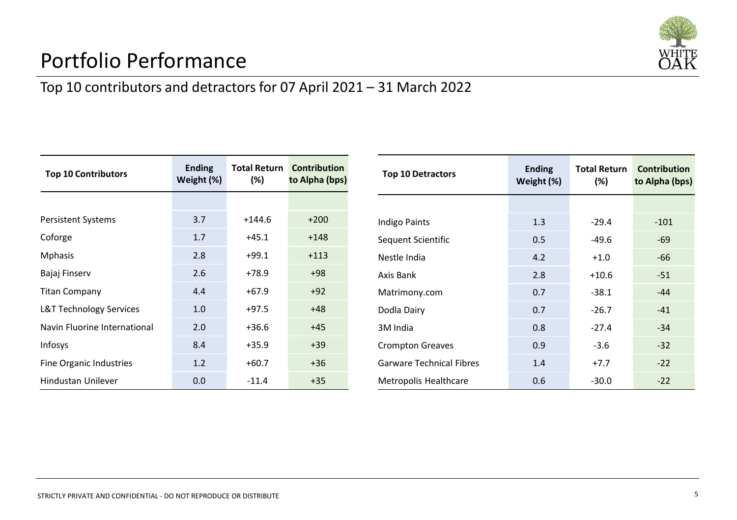# Portfolio Performance

## Top 10 contributors and detractors for 07 April 2021 – 31 March 2022

| Top 10 Contributors | Ending Weight (%) | Total Return (%) | Contribution to Alpha (bps) |
|---|---|---|---|
| Persistent Systems | 3.7 | +144.6 | +200 |
| Coforge | 1.7 | +45.1 | +148 |
| Mphasis | 2.8 | +99.1 | +113 |
| Bajaj Finserv | 2.6 | +78.9 | +98 |
| Titan Company | 4.4 | +67.9 | +92 |
| L&T Technology Services | 1.0 | +97.5 | +48 |
| Navin Fluorine International | 2.0 | +36.6 | +45 |
| Infosys | 8.4 | +35.9 | +39 |
| Fine Organic Industries | 1.2 | +60.7 | +36 |
| Hindustan Unilever | 0.0 | -11.4 | +35 |

| Top 10 Detractors | Ending Weight (%) | Total Return (%) | Contribution to Alpha (bps) |
|---|---|---|---|
| Indigo Paints | 1.3 | -29.4 | -101 |
| Sequent Scientific | 0.5 | -49.6 | -69 |
| Nestle India | 4.2 | +1.0 | -66 |
| Axis Bank | 2.8 | +10.6 | -51 |
| Matrimony.com | 0.7 | -38.1 | -44 |
| Dodla Dairy | 0.7 | -26.7 | -41 |
| 3M India | 0.8 | -27.4 | -34 |
| Crompton Greaves | 0.9 | -3.6 | -32 |
| Garware Technical Fibres | 1.4 | +7.7 | -22 |
| Metropolis Healthcare | 0.6 | -30.0 | -22 |

STRICTLY PRIVATE AND CONFIDENTIAL - DO NOT REPRODUCE OR DISTRIBUTE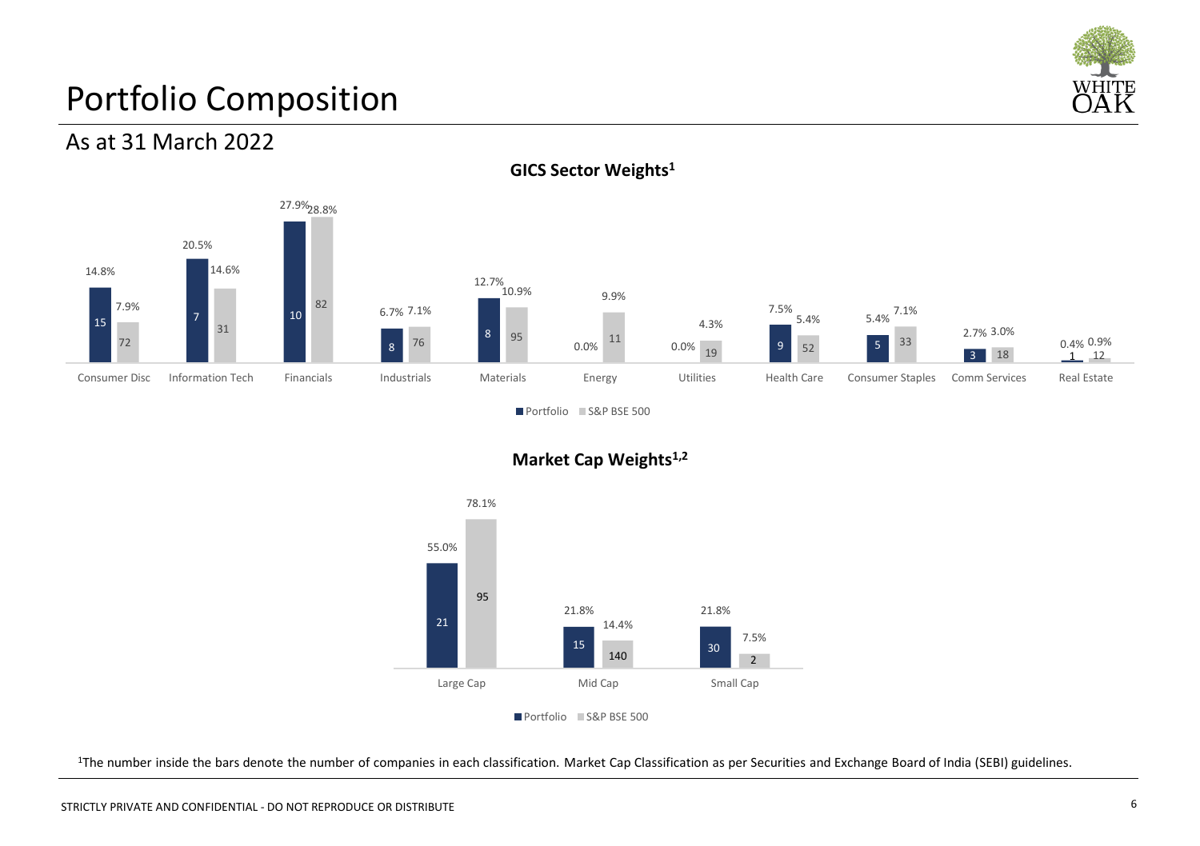# Portfolio Composition

## As at 31 March 2022

**GICS Sector Weights[1]**

| Sector | Portfolio Weight | Portfolio No. of Companies | S&P BSE 500 Weight | S&P BSE 500 No. of Companies |
|---|---|---|---|---|
| Consumer Disc | 14.8% | 15 | 7.9% | 72 |
| Information Tech | 20.5% | 7 | 14.6% | 31 |
| Financials | 27.9% | 10 | 28.8% | 82 |
| Industrials | 6.7% | 8 | 7.1% | 76 |
| Materials | 12.7% | 8 | 10.9% | 95 |
| Energy | 0.0% | | 9.9% | 11 |
| Utilities | 0.0% | | 4.3% | 19 |
| Health Care | 7.5% | 9 | 5.4% | 52 |
| Consumer Staples | 5.4% | 5 | 7.1% | 33 |
| Comm Services | 2.7% | 3 | 3.0% | 18 |
| Real Estate | 0.4% | 1 | 0.9% | 12 |

**Market Cap Weights[1,2]**

| Market Cap | Portfolio Weight | Portfolio No. of Companies | S&P BSE 500 Weight | S&P BSE 500 No. of Companies |
|---|---|---|---|---|
| Large Cap | 55.0% | 21 | 78.1% | 95 |
| Mid Cap | 21.8% | 15 | 14.4% | 140 |
| Small Cap | 21.8% | 30 | 7.5% | 2 |

[1]The number inside the bars denote the number of companies in each classification. Market Cap Classification as per Securities and Exchange Board of India (SEBI) guidelines.

STRICTLY PRIVATE AND CONFIDENTIAL - DO NOT REPRODUCE OR DISTRIBUTE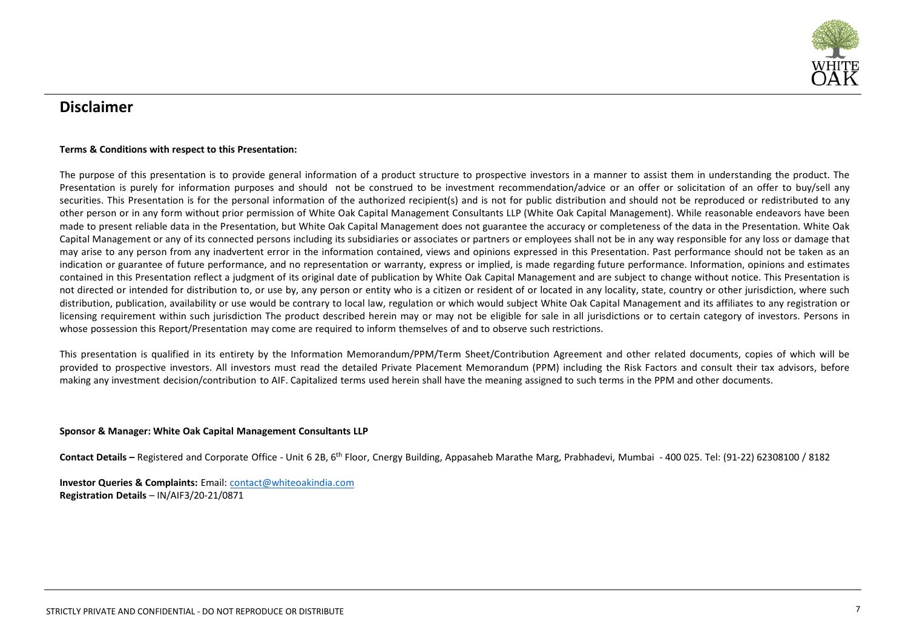## Disclaimer

**Terms & Conditions with respect to this Presentation:**

The purpose of this presentation is to provide general information of a product structure to prospective investors in a manner to assist them in understanding the product. The Presentation is purely for information purposes and should not be construed to be investment recommendation/advice or an offer or solicitation of an offer to buy/sell any securities. This Presentation is for the personal information of the authorized recipient(s) and is not for public distribution and should not be reproduced or redistributed to any other person or in any form without prior permission of White Oak Capital Management Consultants LLP (White Oak Capital Management). While reasonable endeavors have been made to present reliable data in the Presentation, but White Oak Capital Management does not guarantee the accuracy or completeness of the data in the Presentation. White Oak Capital Management or any of its connected persons including its subsidiaries or associates or partners or employees shall not be in any way responsible for any loss or damage that may arise to any person from any inadvertent error in the information contained, views and opinions expressed in this Presentation. Past performance should not be taken as an indication or guarantee of future performance, and no representation or warranty, express or implied, is made regarding future performance. Information, opinions and estimates contained in this Presentation reflect a judgment of its original date of publication by White Oak Capital Management and are subject to change without notice. This Presentation is not directed or intended for distribution to, or use by, any person or entity who is a citizen or resident of or located in any locality, state, country or other jurisdiction, where such distribution, publication, availability or use would be contrary to local law, regulation or which would subject White Oak Capital Management and its affiliates to any registration or licensing requirement within such jurisdiction The product described herein may or may not be eligible for sale in all jurisdictions or to certain category of investors. Persons in whose possession this Report/Presentation may come are required to inform themselves of and to observe such restrictions.

This presentation is qualified in its entirety by the Information Memorandum/PPM/Term Sheet/Contribution Agreement and other related documents, copies of which will be provided to prospective investors. All investors must read the detailed Private Placement Memorandum (PPM) including the Risk Factors and consult their tax advisors, before making any investment decision/contribution to AIF. Capitalized terms used herein shall have the meaning assigned to such terms in the PPM and other documents.

**Sponsor & Manager: White Oak Capital Management Consultants LLP**

**Contact Details –** Registered and Corporate Office - Unit 6 2B, 6th Floor, Cnergy Building, Appasaheb Marathe Marg, Prabhadevi, Mumbai - 400 025. Tel: (91-22) 62308100 / 8182

**Investor Queries & Complaints:** Email: contact@whiteoakindia.com
**Registration Details** – IN/AIF3/20-21/0871

STRICTLY PRIVATE AND CONFIDENTIAL - DO NOT REPRODUCE OR DISTRIBUTE